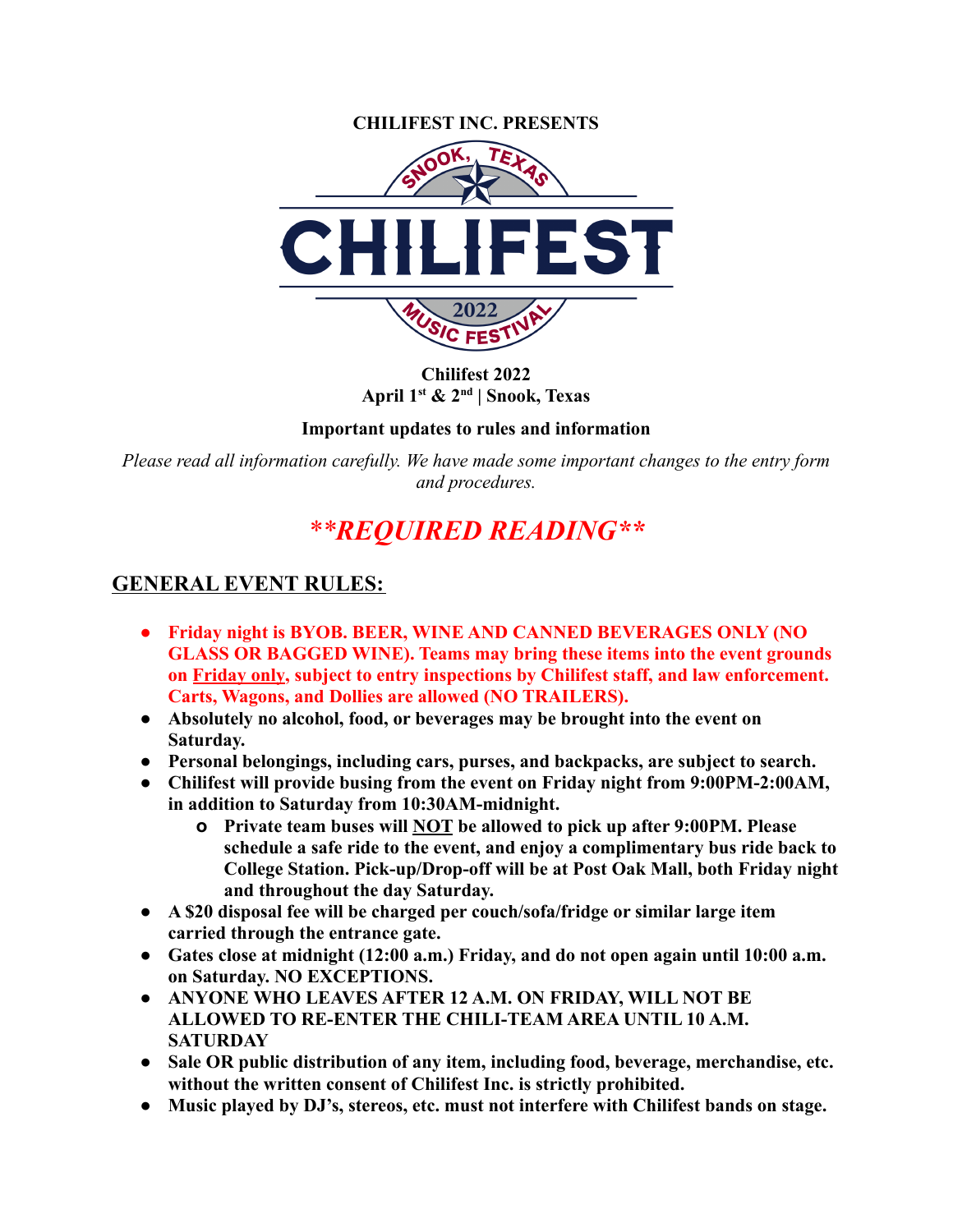**CHILIFEST INC. PRESENTS**

SNOOK, TEXAS

CHILIFEST

2022

MUSIC FESTIVAL

**Chilifest 2022**
**April 1st & 2nd | Snook, Texas**

**Important updates to rules and information**

*Please read all information carefully. We have made some important changes to the entry form and procedures.*

# ***\*\*REQUIRED READING\*\****

## GENERAL EVENT RULES:

- **Friday night is BYOB. BEER, WINE AND CANNED BEVERAGES ONLY (NO GLASS OR BAGGED WINE). Teams may bring these items into the event grounds on <u>Friday only</u>, subject to entry inspections by Chilifest staff, and law enforcement. Carts, Wagons, and Dollies are allowed (NO TRAILERS).**
- **Absolutely no alcohol, food, or beverages may be brought into the event on Saturday.**
- **Personal belongings, including cars, purses, and backpacks, are subject to search.**
- **Chilifest will provide busing from the event on Friday night from 9:00PM-2:00AM, in addition to Saturday from 10:30AM-midnight.**
  - **Private team buses will <u>NOT</u> be allowed to pick up after 9:00PM. Please schedule a safe ride to the event, and enjoy a complimentary bus ride back to College Station. Pick-up/Drop-off will be at Post Oak Mall, both Friday night and throughout the day Saturday.**
- **A $20 disposal fee will be charged per couch/sofa/fridge or similar large item carried through the entrance gate.**
- **Gates close at midnight (12:00 a.m.) Friday, and do not open again until 10:00 a.m. on Saturday. NO EXCEPTIONS.**
- **ANYONE WHO LEAVES AFTER 12 A.M. ON FRIDAY, WILL NOT BE ALLOWED TO RE-ENTER THE CHILI-TEAM AREA UNTIL 10 A.M. SATURDAY**
- **Sale OR public distribution of any item, including food, beverage, merchandise, etc. without the written consent of Chilifest Inc. is strictly prohibited.**
- **Music played by DJ's, stereos, etc. must not interfere with Chilifest bands on stage.**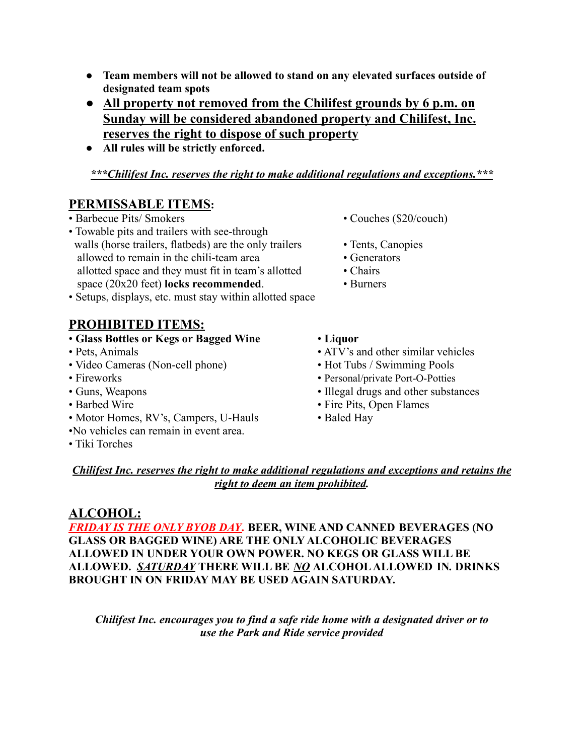- **Team members will not be allowed to stand on any elevated surfaces outside of designated team spots**
- **All property not removed from the Chilifest grounds by 6 p.m. on Sunday will be considered abandoned property and Chilifest, Inc. reserves the right to dispose of such property**
- **All rules will be strictly enforced.**

***\*\*\*Chilifest Inc. reserves the right to make additional regulations and exceptions.\*\*\****

## PERMISSABLE ITEMS:

- Barbecue Pits/ Smokers
- Towable pits and trailers with see-through walls (horse trailers, flatbeds) are the only trailers allowed to remain in the chili-team area allotted space and they must fit in team's allotted space (20x20 feet) **locks recommended**.
- Setups, displays, etc. must stay within allotted space
- Couches ($20/couch)
- Tents, Canopies
- Generators
- Chairs
- Burners

## PROHIBITED ITEMS:

- **Glass Bottles or Kegs or Bagged Wine**
- Pets, Animals
- Video Cameras (Non-cell phone)
- Fireworks
- Guns, Weapons
- Barbed Wire
- Motor Homes, RV's, Campers, U-Hauls
- No vehicles can remain in event area.
- Tiki Torches
- **Liquor**
- ATV's and other similar vehicles
- Hot Tubs / Swimming Pools
- Personal/private Port-O-Potties
- Illegal drugs and other substances
- Fire Pits, Open Flames
- Baled Hay

***Chilifest Inc. reserves the right to make additional regulations and exceptions and retains the right to deem an item prohibited.***

## ALCOHOL:

***FRIDAY IS THE ONLY BYOB DAY.*** **BEER, WINE AND CANNED BEVERAGES (NO GLASS OR BAGGED WINE) ARE THE ONLY ALCOHOLIC BEVERAGES ALLOWED IN UNDER YOUR OWN POWER. NO KEGS OR GLASS WILL BE ALLOWED. *SATURDAY* THERE WILL BE *NO* ALCOHOL ALLOWED IN. DRINKS BROUGHT IN ON FRIDAY MAY BE USED AGAIN SATURDAY.**

*Chilifest Inc. encourages you to find a safe ride home with a designated driver or to use the Park and Ride service provided*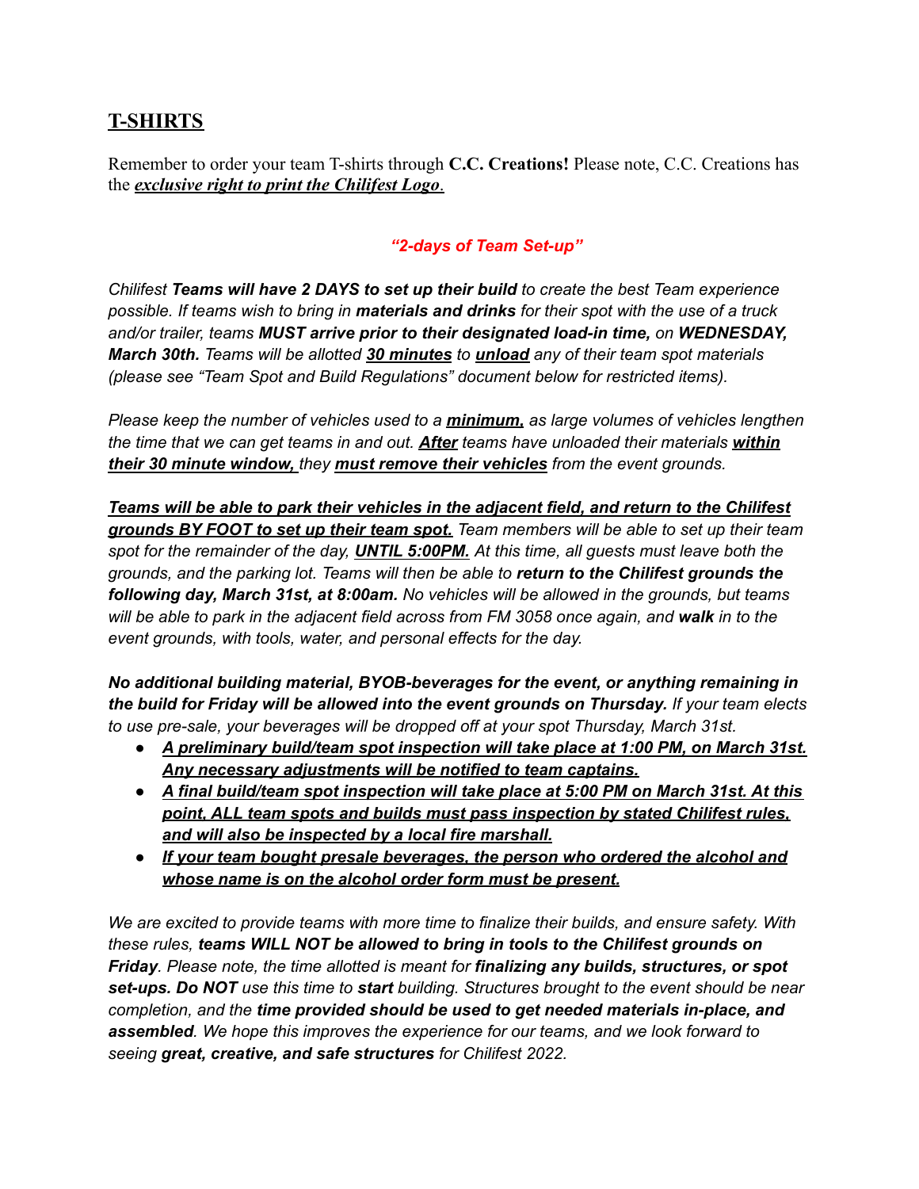## T-SHIRTS

Remember to order your team T-shirts through **C.C. Creations!** Please note, C.C. Creations has the ***exclusive right to print the Chilifest Logo***.

***"2-days of Team Set-up"***

*Chilifest **Teams will have 2 DAYS to set up their build** to create the best Team experience possible. If teams wish to bring in **materials and drinks** for their spot with the use of a truck and/or trailer, teams **MUST arrive prior to their designated load-in time,** on **WEDNESDAY, March 30th.** Teams will be allotted **30 minutes** to **unload** any of their team spot materials (please see "Team Spot and Build Regulations" document below for restricted items).*

*Please keep the number of vehicles used to a **minimum,** as large volumes of vehicles lengthen the time that we can get teams in and out. **After** teams have unloaded their materials **within their 30 minute window,** they **must remove their vehicles** from the event grounds.*

***Teams will be able to park their vehicles in the adjacent field, and return to the Chilifest grounds BY FOOT to set up their team spot.** Team members will be able to set up their team spot for the remainder of the day, **UNTIL 5:00PM.** At this time, all guests must leave both the grounds, and the parking lot. Teams will then be able to **return to the Chilifest grounds the following day, March 31st, at 8:00am.** No vehicles will be allowed in the grounds, but teams will be able to park in the adjacent field across from FM 3058 once again, and **walk** in to the event grounds, with tools, water, and personal effects for the day.*

***No additional building material, BYOB-beverages for the event, or anything remaining in the build for Friday will be allowed into the event grounds on Thursday.** If your team elects to use pre-sale, your beverages will be dropped off at your spot Thursday, March 31st.*

- ***A preliminary build/team spot inspection will take place at 1:00 PM, on March 31st. Any necessary adjustments will be notified to team captains.***
- ***A final build/team spot inspection will take place at 5:00 PM on March 31st. At this point, ALL team spots and builds must pass inspection by stated Chilifest rules, and will also be inspected by a local fire marshall.***
- ***If your team bought presale beverages, the person who ordered the alcohol and whose name is on the alcohol order form must be present.***

*We are excited to provide teams with more time to finalize their builds, and ensure safety. With these rules, **teams WILL NOT be allowed to bring in tools to the Chilifest grounds on Friday**. Please note, the time allotted is meant for **finalizing any builds, structures, or spot set-ups. Do NOT** use this time to **start** building. Structures brought to the event should be near completion, and the **time provided should be used to get needed materials in-place, and assembled**. We hope this improves the experience for our teams, and we look forward to seeing **great, creative, and safe structures** for Chilifest 2022.*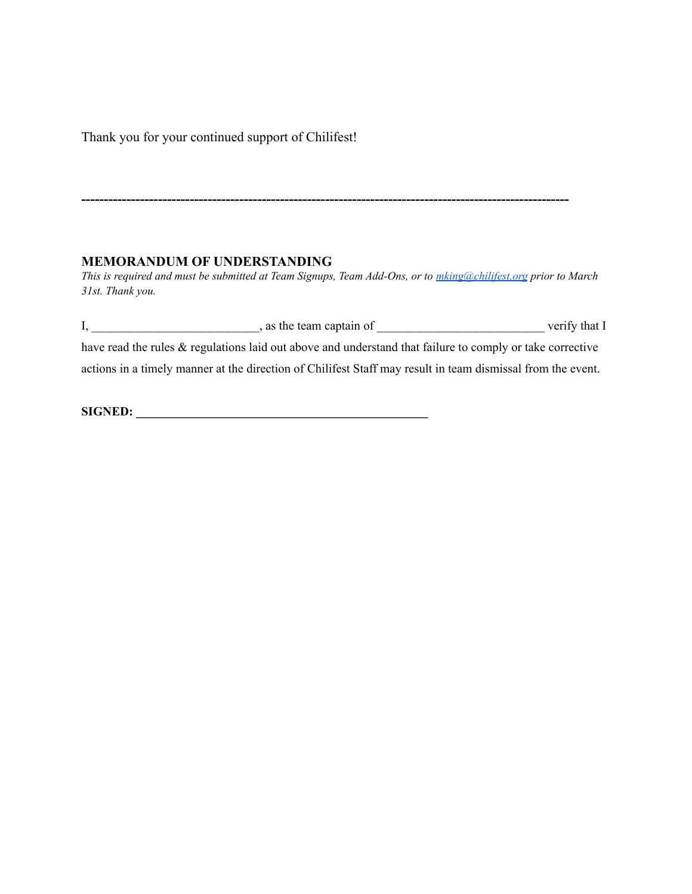Thank you for your continued support of Chilifest!

---

## MEMORANDUM OF UNDERSTANDING

*This is required and must be submitted at Team Signups, Team Add-Ons, or to [mking@chilifest.org](mailto:mking@chilifest.org) prior to March 31st. Thank you.*

I, ___________________________, as the team captain of ___________________________ verify that I have read the rules & regulations laid out above and understand that failure to comply or take corrective actions in a timely manner at the direction of Chilifest Staff may result in team dismissal from the event.

**SIGNED: ________________________________________________**